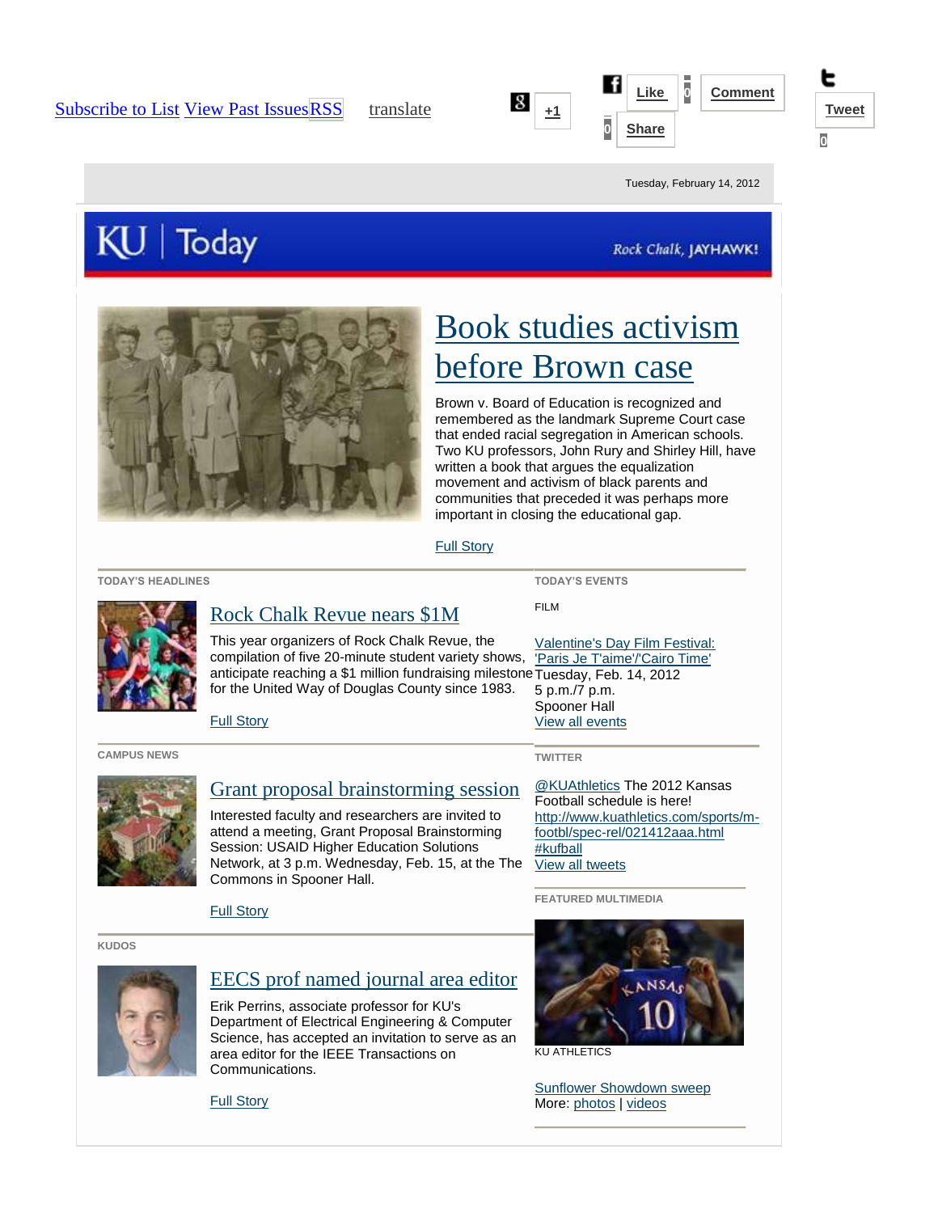Subscribe to List View Past Issues RSS translate

+1 Like 0 Comment 0 Share Tweet 0

Tuesday, February 14, 2012

KU | Today

Rock Chalk, JAYHAWK!

# Book studies activism before Brown case

Brown v. Board of Education is recognized and remembered as the landmark Supreme Court case that ended racial segregation in American schools. Two KU professors, John Rury and Shirley Hill, have written a book that argues the equalization movement and activism of black parents and communities that preceded it was perhaps more important in closing the educational gap.

Full Story

**TODAY'S HEADLINES**

## Rock Chalk Revue nears $1M

This year organizers of Rock Chalk Revue, the compilation of five 20-minute student variety shows, anticipate reaching a $1 million fundraising milestone for the United Way of Douglas County since 1983.

Full Story

**CAMPUS NEWS**

## Grant proposal brainstorming session

Interested faculty and researchers are invited to attend a meeting, Grant Proposal Brainstorming Session: USAID Higher Education Solutions Network, at 3 p.m. Wednesday, Feb. 15, at the The Commons in Spooner Hall.

Full Story

**KUDOS**

## EECS prof named journal area editor

Erik Perrins, associate professor for KU's Department of Electrical Engineering & Computer Science, has accepted an invitation to serve as an area editor for the IEEE Transactions on Communications.

Full Story

**TODAY'S EVENTS**

FILM

Valentine's Day Film Festival: 'Paris Je T'aime'/'Cairo Time'
Tuesday, Feb. 14, 2012
5 p.m./7 p.m.
Spooner Hall
View all events

**TWITTER**

@KUAthletics The 2012 Kansas Football schedule is here! http://www.kuathletics.com/sports/m-footbl/spec-rel/021412aaa.html #kufball
View all tweets

**FEATURED MULTIMEDIA**

KU ATHLETICS

Sunflower Showdown sweep
More: photos | videos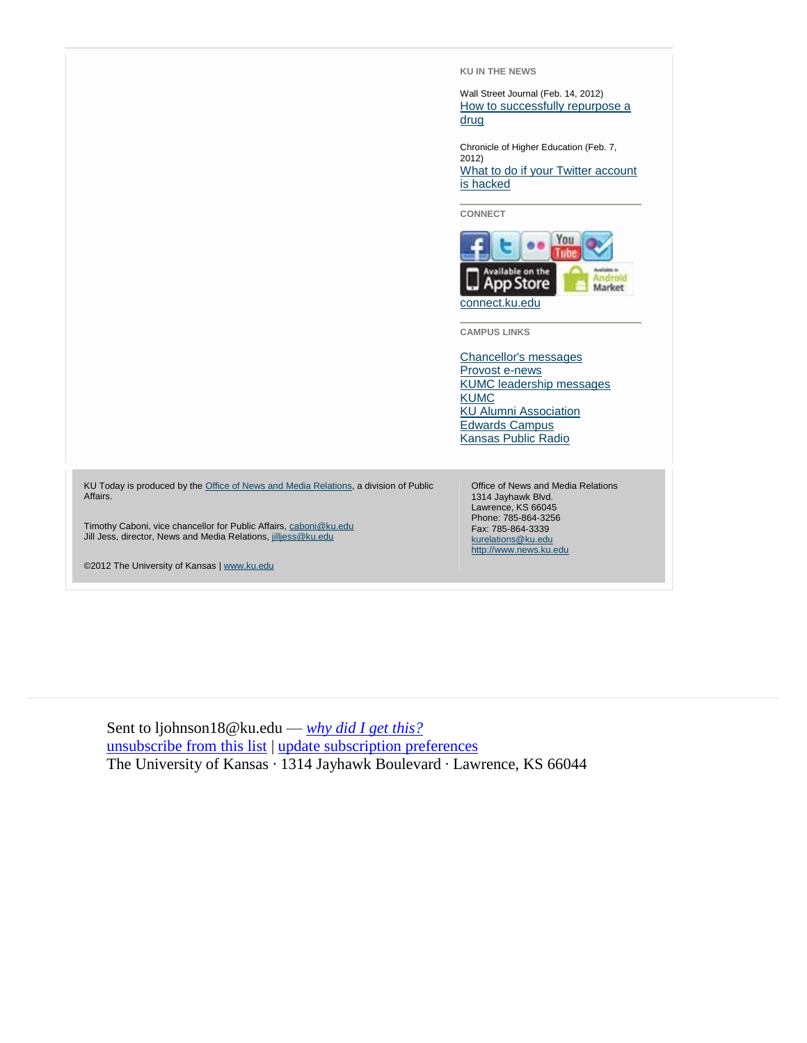**KU IN THE NEWS**

Wall Street Journal (Feb. 14, 2012)
How to successfully repurpose a drug

Chronicle of Higher Education (Feb. 7, 2012)
What to do if your Twitter account is hacked

**CONNECT**

connect.ku.edu

**CAMPUS LINKS**

Chancellor's messages
Provost e-news
KUMC leadership messages
KUMC
KU Alumni Association
Edwards Campus
Kansas Public Radio

KU Today is produced by the Office of News and Media Relations, a division of Public Affairs.

Timothy Caboni, vice chancellor for Public Affairs, caboni@ku.edu
Jill Jess, director, News and Media Relations, jilljess@ku.edu

©2012 The University of Kansas | www.ku.edu

Office of News and Media Relations
1314 Jayhawk Blvd.
Lawrence, KS 66045
Phone: 785-864-3256
Fax: 785-864-3339
kurelations@ku.edu
http://www.news.ku.edu

Sent to ljohnson18@ku.edu — *why did I get this?*
unsubscribe from this list | update subscription preferences
The University of Kansas · 1314 Jayhawk Boulevard · Lawrence, KS 66044